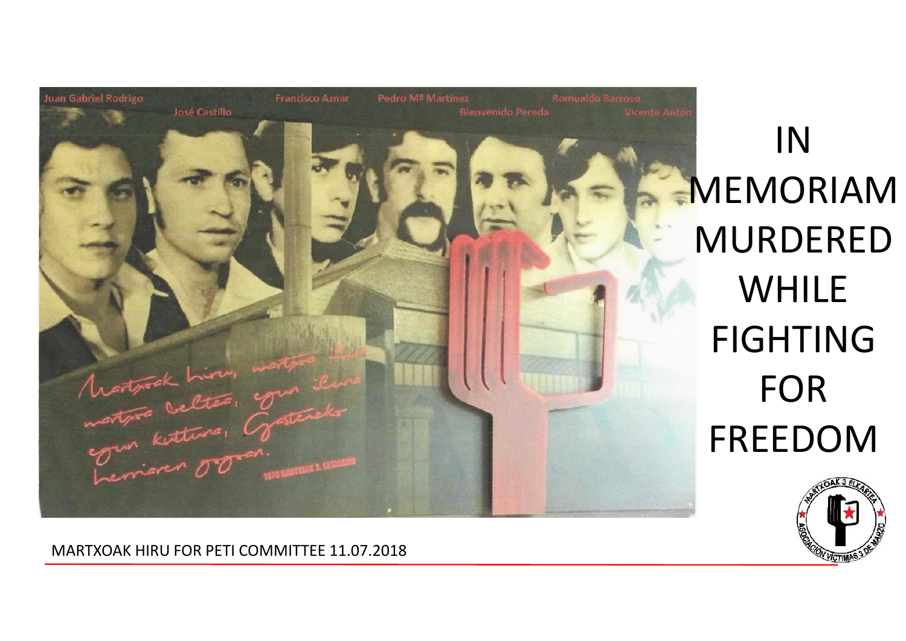# IN MEMORIAM MURDERED WHILE FIGHTING FOR FREEDOM

MARTXOAK HIRU FOR PETI COMMITTEE 11.07.2018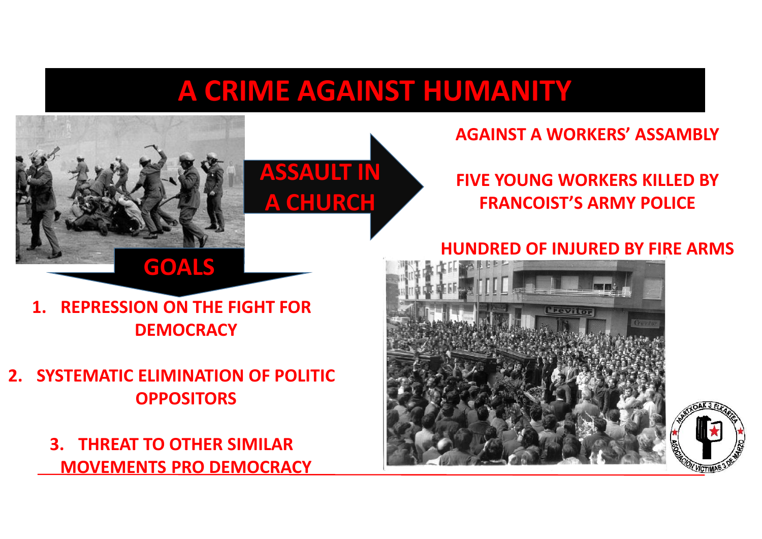# A CRIME AGAINST HUMANITY

**ASSAULT IN A CHURCH**

**AGAINST A WORKERS' ASSAMBLY**

**FIVE YOUNG WORKERS KILLED BY FRANCOIST'S ARMY POLICE**

**HUNDRED OF INJURED BY FIRE ARMS**

**GOALS**

1. **REPRESSION ON THE FIGHT FOR DEMOCRACY**
2. **SYSTEMATIC ELIMINATION OF POLITIC OPPOSITORS**
3. **THREAT TO OTHER SIMILAR MOVEMENTS PRO DEMOCRACY**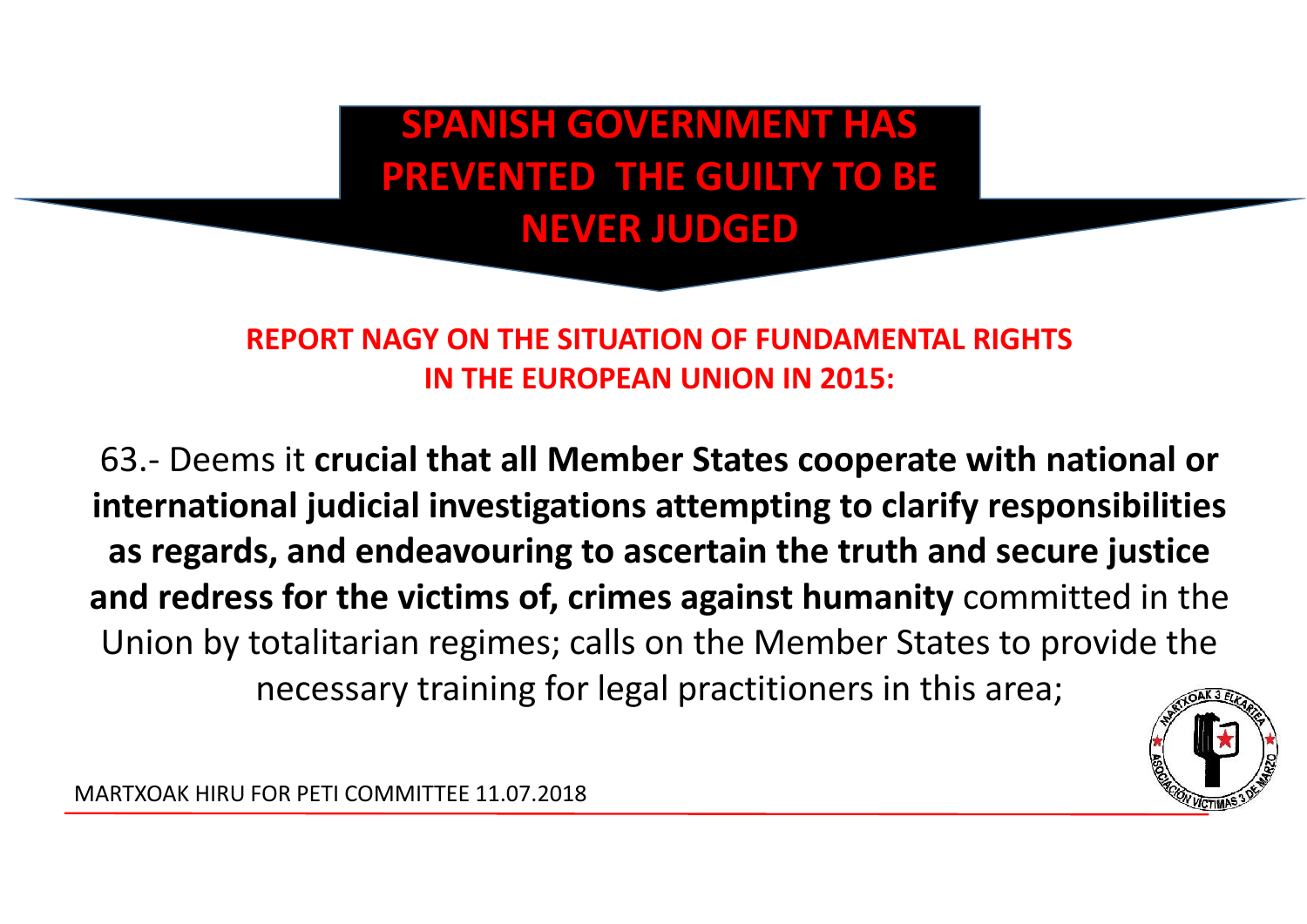# SPANISH GOVERNMENT HAS PREVENTED THE GUILTY TO BE NEVER JUDGED

## REPORT NAGY ON THE SITUATION OF FUNDAMENTAL RIGHTS IN THE EUROPEAN UNION IN 2015:

63.- Deems it **crucial that all Member States cooperate with national or international judicial investigations attempting to clarify responsibilities as regards, and endeavouring to ascertain the truth and secure justice and redress for the victims of, crimes against humanity** committed in the Union by totalitarian regimes; calls on the Member States to provide the necessary training for legal practitioners in this area;

MARTXOAK HIRU FOR PETI COMMITTEE 11.07.2018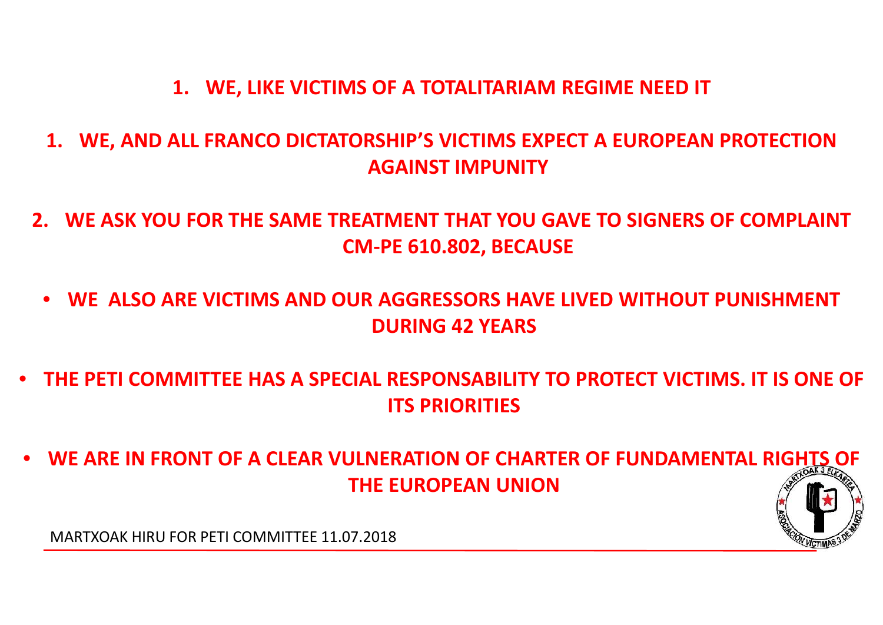1. **WE, LIKE VICTIMS OF A TOTALITARIAM REGIME NEED IT**

1. **WE, AND ALL FRANCO DICTATORSHIP'S VICTIMS EXPECT A EUROPEAN PROTECTION AGAINST IMPUNITY**

2. **WE ASK YOU FOR THE SAME TREATMENT THAT YOU GAVE TO SIGNERS OF COMPLAINT CM-PE 610.802, BECAUSE**

- **WE ALSO ARE VICTIMS AND OUR AGGRESSORS HAVE LIVED WITHOUT PUNISHMENT DURING 42 YEARS**

- **THE PETI COMMITTEE HAS A SPECIAL RESPONSABILITY TO PROTECT VICTIMS. IT IS ONE OF ITS PRIORITIES**

- **WE ARE IN FRONT OF A CLEAR VULNERATION OF CHARTER OF FUNDAMENTAL RIGHTS OF THE EUROPEAN UNION**

MARTXOAK HIRU FOR PETI COMMITTEE 11.07.2018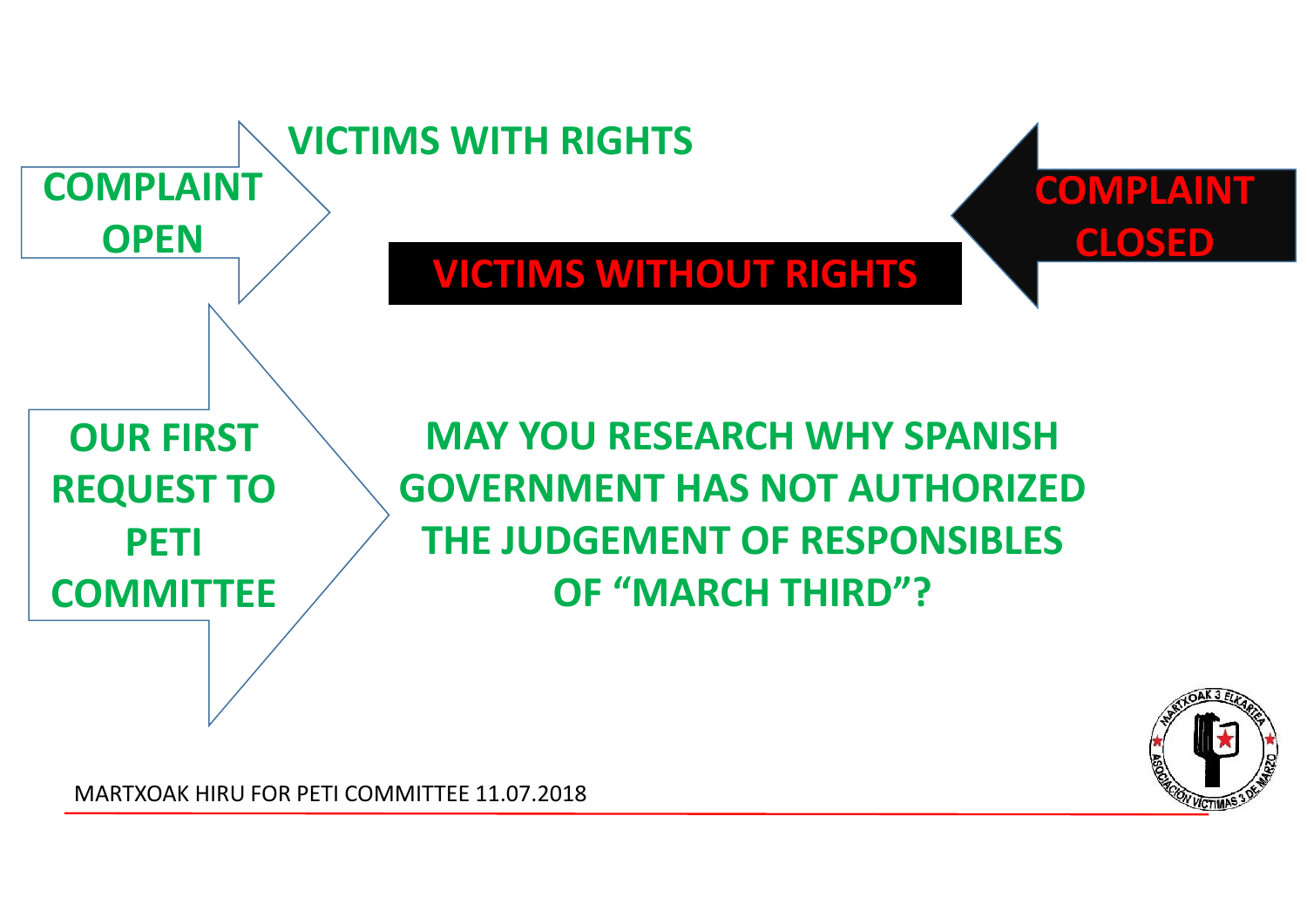**COMPLAINT OPEN**

**VICTIMS WITH RIGHTS**

**VICTIMS WITHOUT RIGHTS**

**COMPLAINT CLOSED**

**OUR FIRST REQUEST TO PETI COMMITTEE**

**MAY YOU RESEARCH WHY SPANISH GOVERNMENT HAS NOT AUTHORIZED THE JUDGEMENT OF RESPONSIBLES OF "MARCH THIRD"?**

MARTXOAK HIRU FOR PETI COMMITTEE 11.07.2018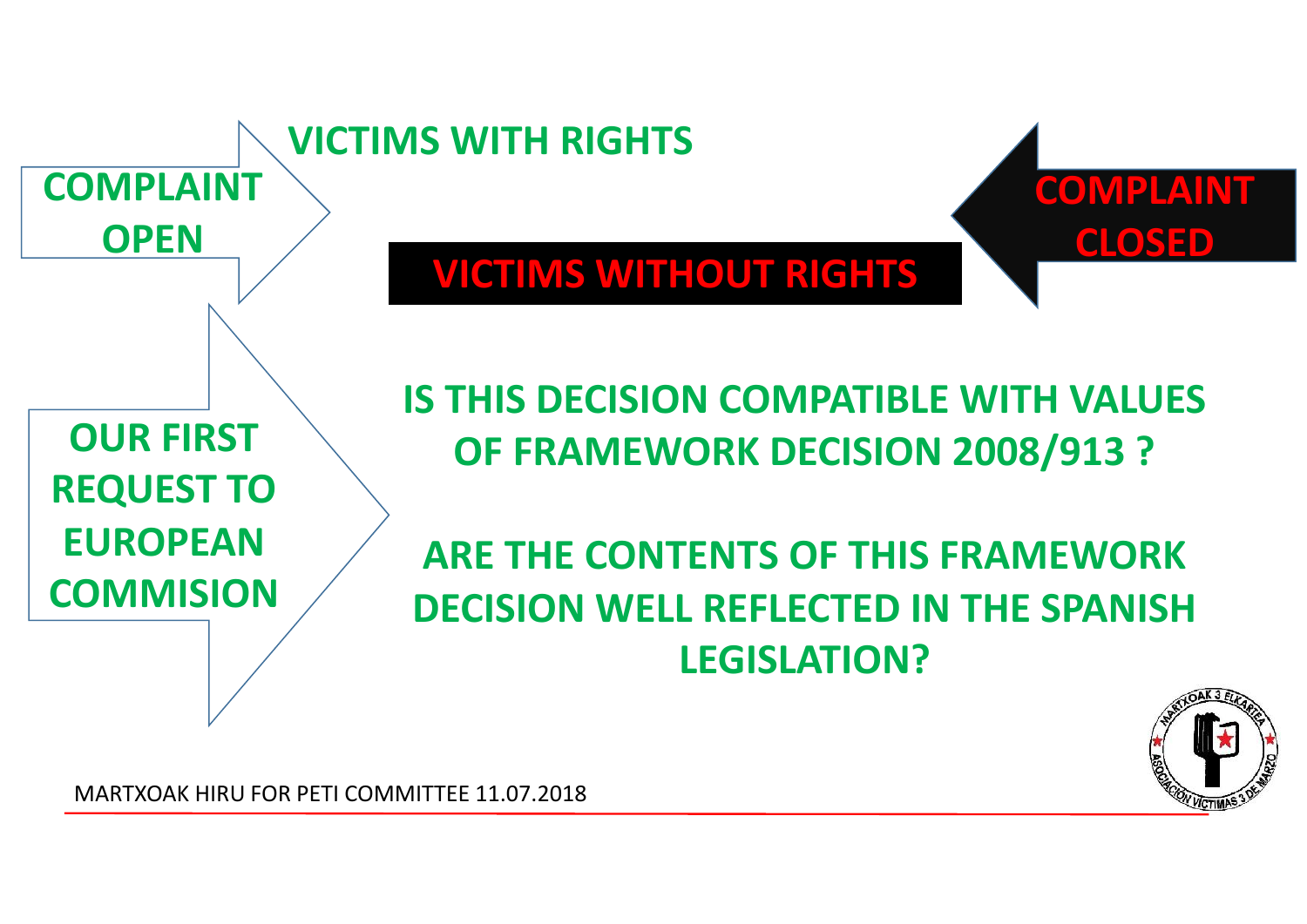**COMPLAINT OPEN**

**VICTIMS WITH RIGHTS**

**COMPLAINT CLOSED**

**VICTIMS WITHOUT RIGHTS**

**OUR FIRST REQUEST TO EUROPEAN COMMISION**

**IS THIS DECISION COMPATIBLE WITH VALUES OF FRAMEWORK DECISION 2008/913 ?**

**ARE THE CONTENTS OF THIS FRAMEWORK DECISION WELL REFLECTED IN THE SPANISH LEGISLATION?**

MARTXOAK HIRU FOR PETI COMMITTEE 11.07.2018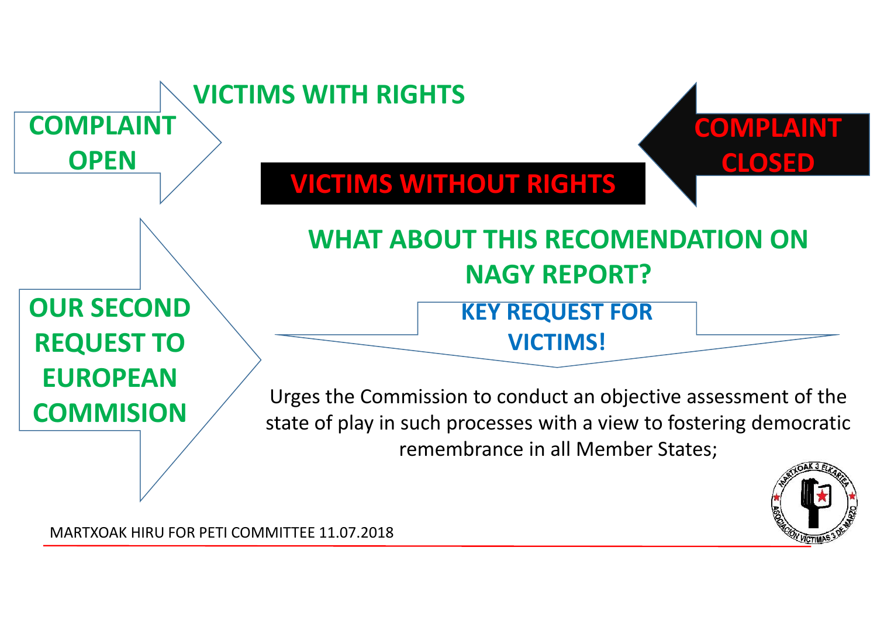**COMPLAINT OPEN**

**VICTIMS WITH RIGHTS**

**COMPLAINT CLOSED**

**VICTIMS WITHOUT RIGHTS**

**OUR SECOND REQUEST TO EUROPEAN COMMISION**

## WHAT ABOUT THIS RECOMENDATION ON NAGY REPORT?

**KEY REQUEST FOR VICTIMS!**

Urges the Commission to conduct an objective assessment of the state of play in such processes with a view to fostering democratic remembrance in all Member States;

MARTXOAK HIRU FOR PETI COMMITTEE 11.07.2018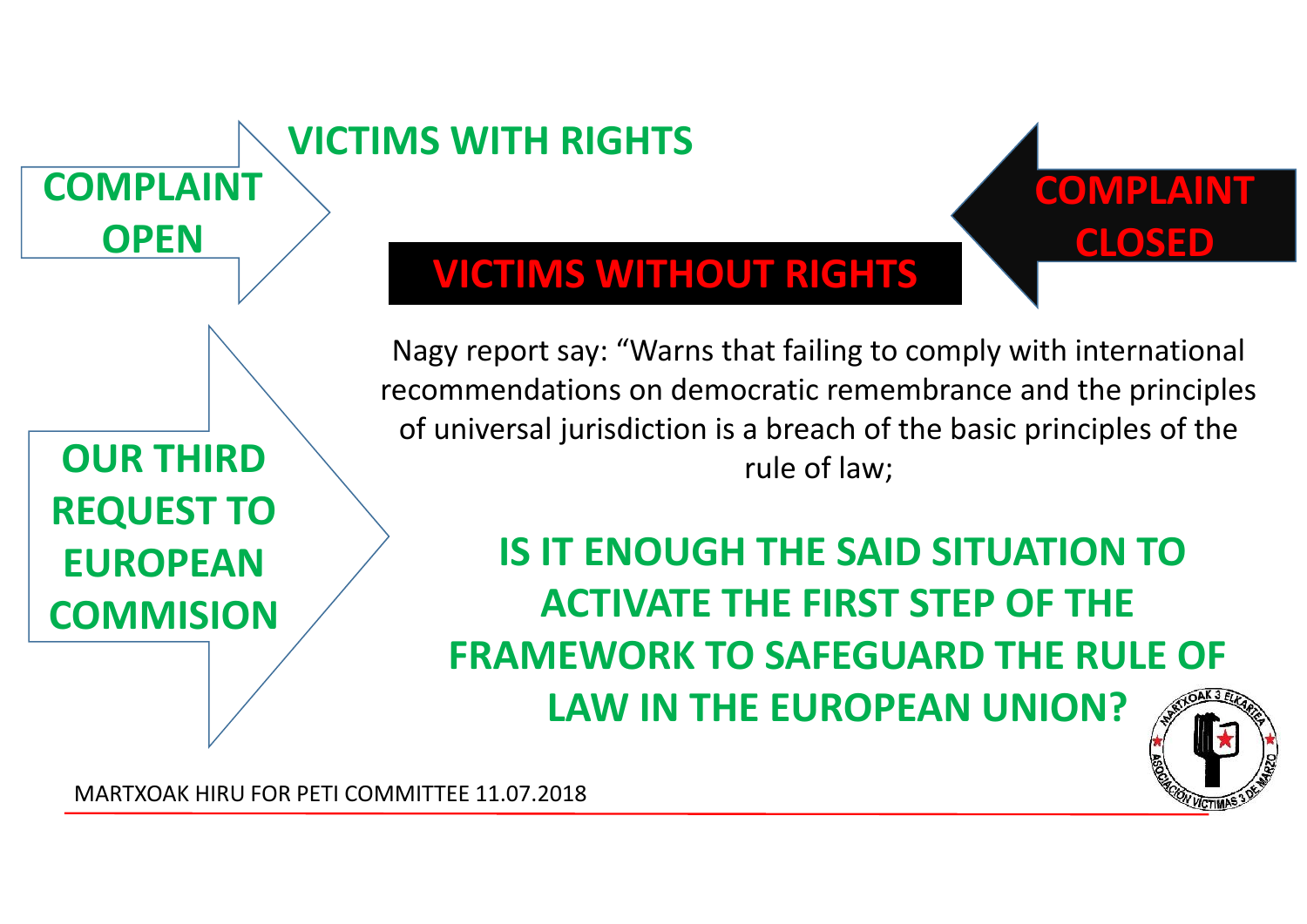**COMPLAINT OPEN**

**VICTIMS WITH RIGHTS**

**COMPLAINT CLOSED**

**VICTIMS WITHOUT RIGHTS**

**OUR THIRD REQUEST TO EUROPEAN COMMISION**

Nagy report say: “Warns that failing to comply with international recommendations on democratic remembrance and the principles of universal jurisdiction is a breach of the basic principles of the rule of law;

**IS IT ENOUGH THE SAID SITUATION TO ACTIVATE THE FIRST STEP OF THE FRAMEWORK TO SAFEGUARD THE RULE OF LAW IN THE EUROPEAN UNION?**

MARTXOAK HIRU FOR PETI COMMITTEE 11.07.2018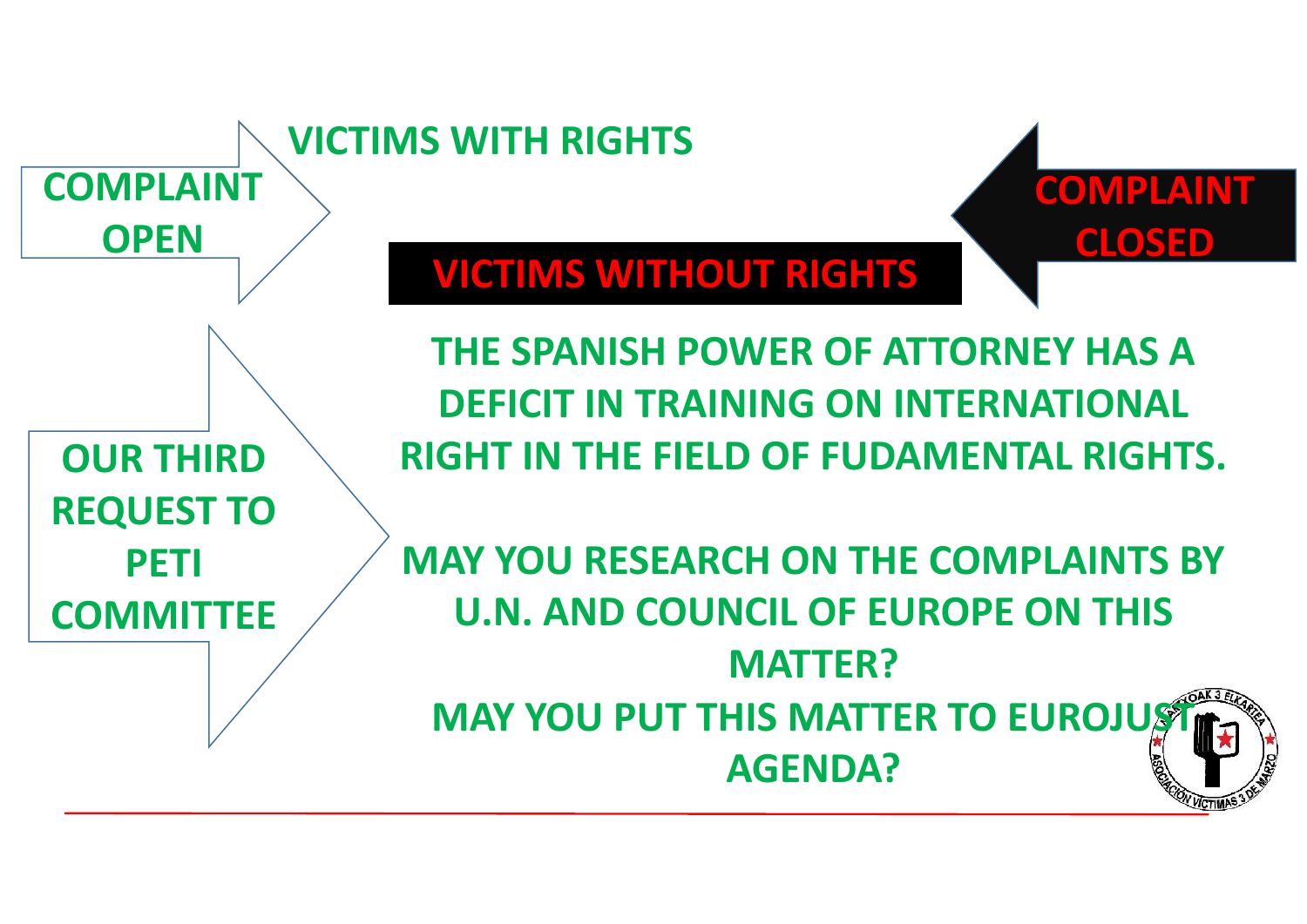**COMPLAINT OPEN**

**VICTIMS WITH RIGHTS**

**VICTIMS WITHOUT RIGHTS**

**COMPLAINT CLOSED**

**OUR THIRD REQUEST TO PETI COMMITTEE**

**THE SPANISH POWER OF ATTORNEY HAS A DEFICIT IN TRAINING ON INTERNATIONAL RIGHT IN THE FIELD OF FUDAMENTAL RIGHTS.**

**MAY YOU RESEARCH ON THE COMPLAINTS BY U.N. AND COUNCIL OF EUROPE ON THIS MATTER?**

**MAY YOU PUT THIS MATTER TO EUROJUST AGENDA?**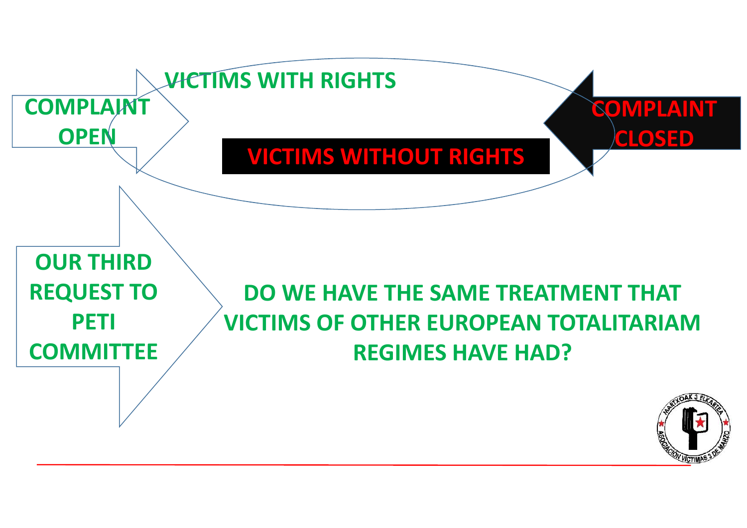COMPLAINT OPEN

VICTIMS WITH RIGHTS

VICTIMS WITHOUT RIGHTS

COMPLAINT CLOSED

OUR THIRD REQUEST TO PETI COMMITTEE

DO WE HAVE THE SAME TREATMENT THAT VICTIMS OF OTHER EUROPEAN TOTALITARIAM REGIMES HAVE HAD?

MARTXOAK 3 ELKARTEA

ASOCIACIÓN VÍCTIMAS 3 DE MARZO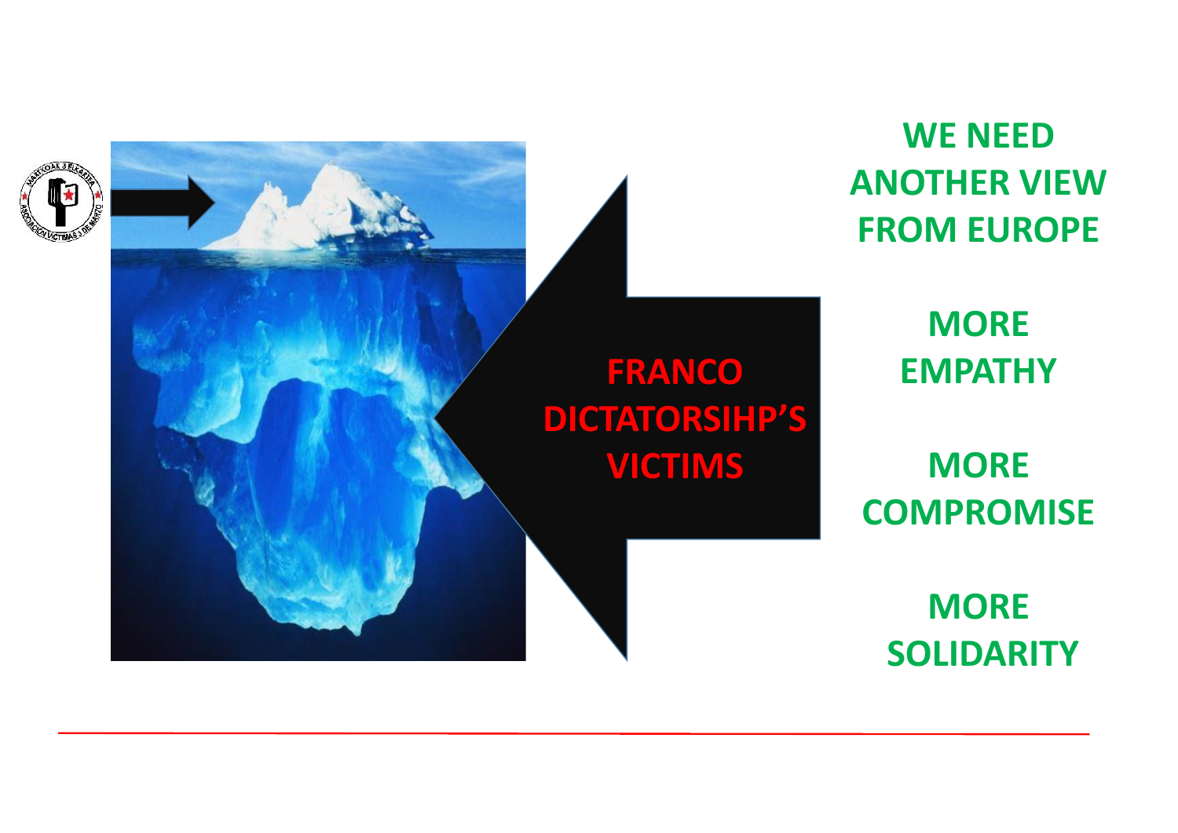FRANCO DICTATORSIHP'S VICTIMS

**WE NEED ANOTHER VIEW FROM EUROPE**

**MORE EMPATHY**

**MORE COMPROMISE**

**MORE SOLIDARITY**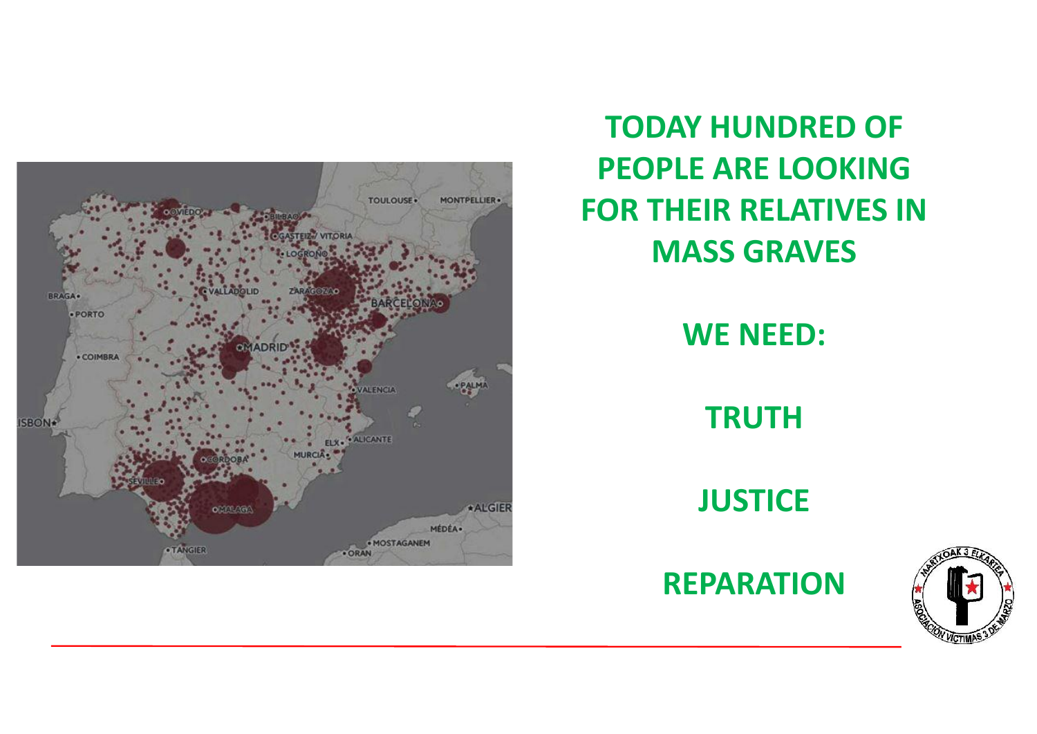**TODAY HUNDRED OF PEOPLE ARE LOOKING FOR THEIR RELATIVES IN MASS GRAVES**

**WE NEED:**

**TRUTH**

**JUSTICE**

**REPARATION**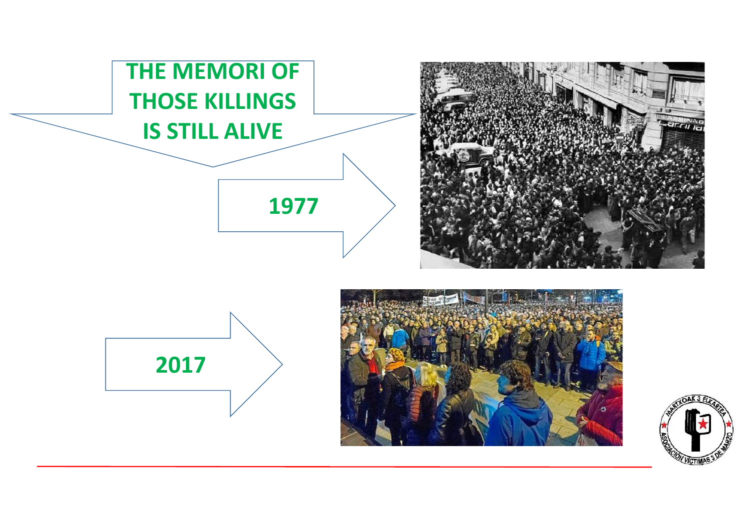# THE MEMORI OF THOSE KILLINGS IS STILL ALIVE

1977

2017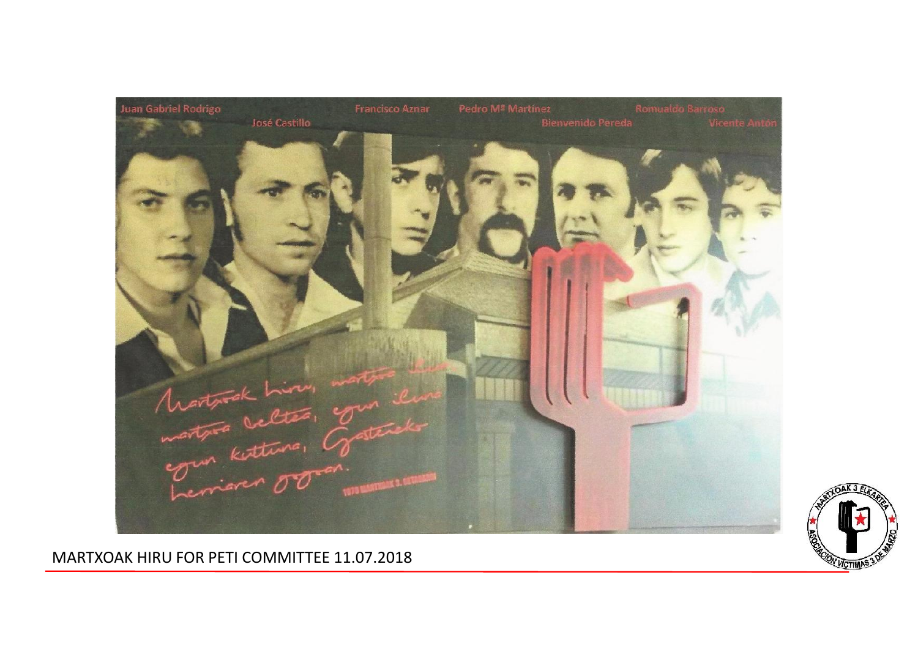Juan Gabriel Rodrigo

José Castillo

Francisco Aznar

Pedro Mª Martínez

Bienvenido Pereda

Romualdo Barroso

Vicente Antón

Martxoak hiru, martxo lua, martxo beltza, egun iluna egun kattuna, Gasteizko herriaren gogoan.

1976 MARTXOAK 3, GASTEIZEN

MARTXOAK 3 ELKARTEA
ASOCIACIÓN VÍCTIMAS 3 DE MARZO

MARTXOAK HIRU FOR PETI COMMITTEE 11.07.2018